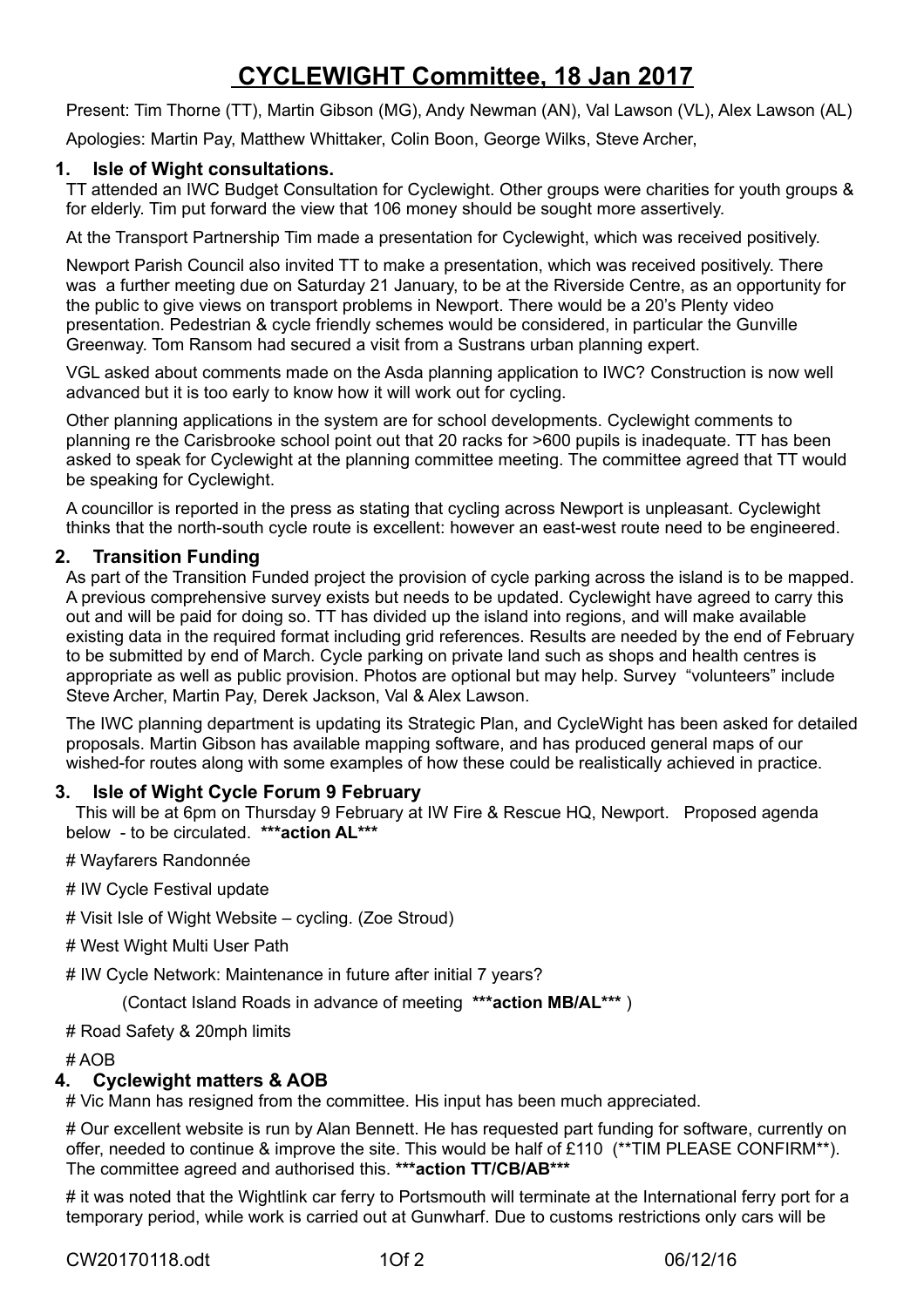# CYCLEWIGHT Committee, 18 Jan 2017

Present: Tim Thorne (TT), Martin Gibson (MG), Andy Newman (AN), Val Lawson (VL), Alex Lawson (AL)

Apologies: Martin Pay, Matthew Whittaker, Colin Boon, George Wilks, Steve Archer,

## 1. Isle of Wight consultations.

TT attended an IWC Budget Consultation for Cyclewight. Other groups were charities for youth groups & for elderly. Tim put forward the view that 106 money should be sought more assertively.

At the Transport Partnership Tim made a presentation for Cyclewight, which was received positively.

Newport Parish Council also invited TT to make a presentation, which was received positively. There was a further meeting due on Saturday 21 January, to be at the Riverside Centre, as an opportunity for the public to give views on transport problems in Newport. There would be a 20's Plenty video presentation. Pedestrian & cycle friendly schemes would be considered, in particular the Gunville Greenway. Tom Ransom had secured a visit from a Sustrans urban planning expert.

VGL asked about comments made on the Asda planning application to IWC? Construction is now well advanced but it is too early to know how it will work out for cycling.

Other planning applications in the system are for school developments. Cyclewight comments to planning re the Carisbrooke school point out that 20 racks for >600 pupils is inadequate. TT has been asked to speak for Cyclewight at the planning committee meeting. The committee agreed that TT would be speaking for Cyclewight.

A councillor is reported in the press as stating that cycling across Newport is unpleasant. Cyclewight thinks that the north-south cycle route is excellent: however an east-west route need to be engineered.

## 2. Transition Funding

As part of the Transition Funded project the provision of cycle parking across the island is to be mapped. A previous comprehensive survey exists but needs to be updated. Cyclewight have agreed to carry this out and will be paid for doing so. TT has divided up the island into regions, and will make available existing data in the required format including grid references. Results are needed by the end of February to be submitted by end of March. Cycle parking on private land such as shops and health centres is appropriate as well as public provision. Photos are optional but may help. Survey "volunteers" include Steve Archer, Martin Pay, Derek Jackson, Val & Alex Lawson.

The IWC planning department is updating its Strategic Plan, and CycleWight has been asked for detailed proposals. Martin Gibson has available mapping software, and has produced general maps of our wished-for routes along with some examples of how these could be realistically achieved in practice.

## 3. Isle of Wight Cycle Forum 9 February

This will be at 6pm on Thursday 9 February at IW Fire & Rescue HQ, Newport. Proposed agenda below - to be circulated. **\*\*\*action AL\*\*\***

# Wayfarers Randonnée

# IW Cycle Festival update

# Visit Isle of Wight Website – cycling. (Zoe Stroud)

# West Wight Multi User Path

# IW Cycle Network: Maintenance in future after initial 7 years?

(Contact Island Roads in advance of meeting **\*\*\*action MB/AL\*\*\*** )

# Road Safety & 20mph limits

# AOB

## 4. Cyclewight matters & AOB

# Vic Mann has resigned from the committee. His input has been much appreciated.

# Our excellent website is run by Alan Bennett. He has requested part funding for software, currently on offer, needed to continue & improve the site. This would be half of £110 (\*\*TIM PLEASE CONFIRM\*\*). The committee agreed and authorised this. **\*\*\*action TT/CB/AB\*\*\***

# it was noted that the Wightlink car ferry to Portsmouth will terminate at the International ferry port for a temporary period, while work is carried out at Gunwharf. Due to customs restrictions only cars will be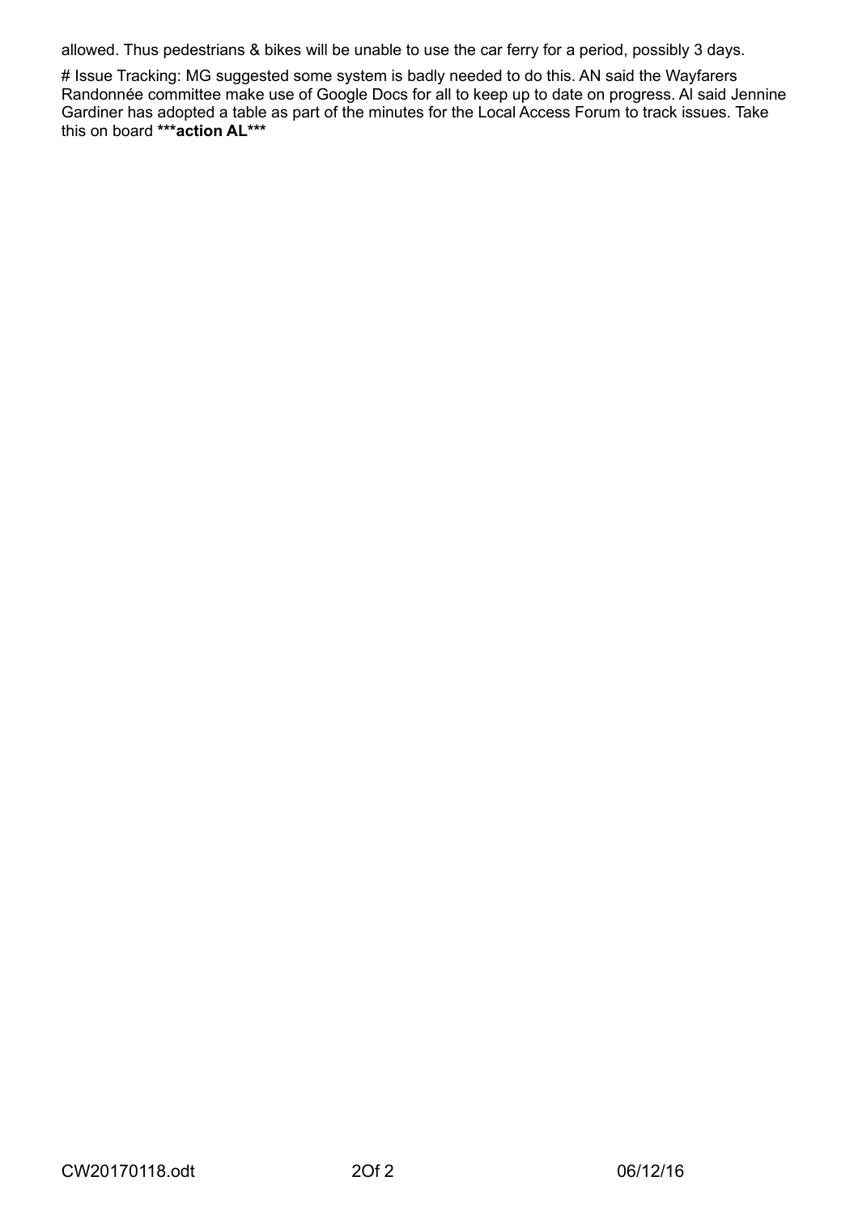allowed. Thus pedestrians & bikes will be unable to use the car ferry for a period, possibly 3 days.

# Issue Tracking: MG suggested some system is badly needed to do this. AN said the Wayfarers Randonnée committee make use of Google Docs for all to keep up to date on progress. Al said Jennine Gardiner has adopted a table as part of the minutes for the Local Access Forum to track issues. Take this on board **\*\*\*action AL\*\*\***